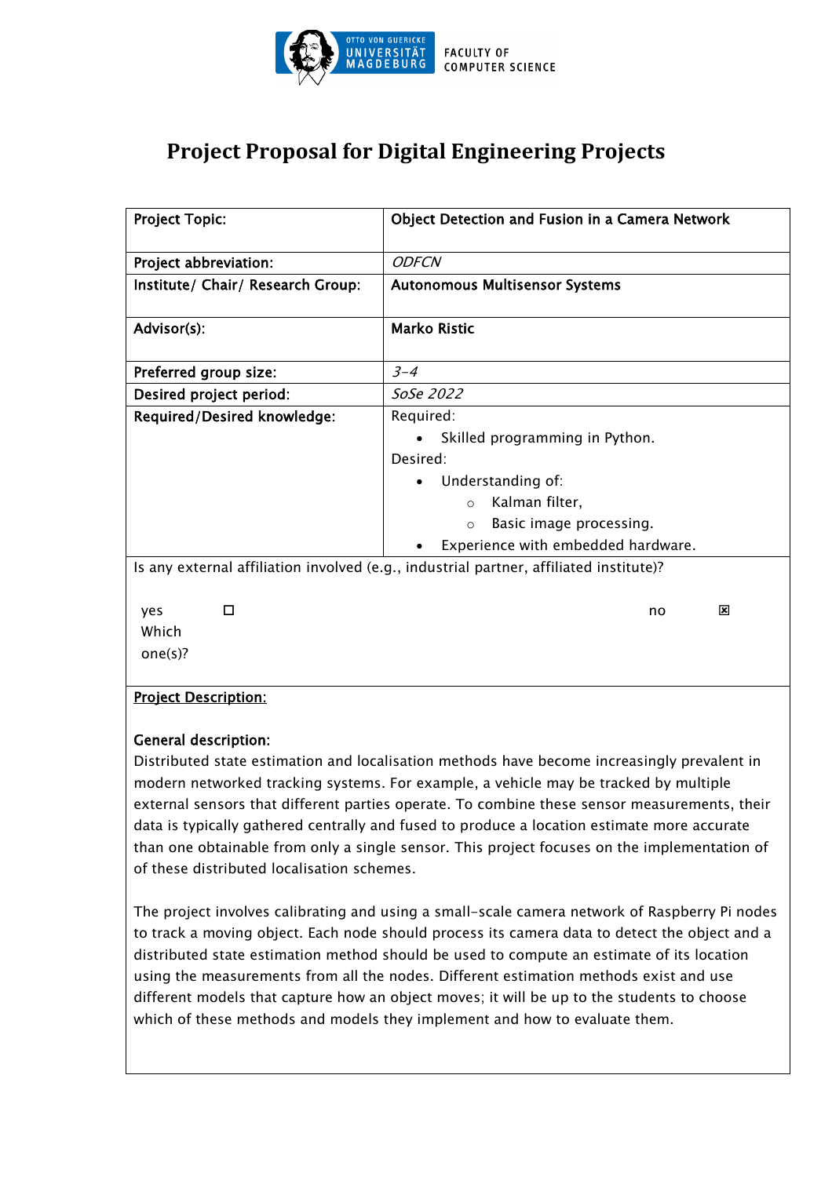OTTO VON GUERICKE UNIVERSITÄT MAGDEBURG — FACULTY OF COMPUTER SCIENCE

# Project Proposal for Digital Engineering Projects

| Project Topic: | **Object Detection and Fusion in a Camera Network** |
|---|---|
| Project abbreviation: | *ODFCN* |
| Institute/ Chair/ Research Group: | **Autonomous Multisensor Systems** |
| Advisor(s): | **Marko Ristic** |
| Preferred group size: | *3-4* |
| Desired project period: | *SoSe 2022* |
| Required/Desired knowledge: | Required: <br>• Skilled programming in Python. <br>Desired: <br>• Understanding of: <br>  ○ Kalman filter, <br>  ○ Basic image processing. <br>• Experience with embedded hardware. |

Is any external affiliation involved (e.g., industrial partner, affiliated institute)?

yes ☐ Which one(s)? no ☒

**Project Description:**

**General description:**

Distributed state estimation and localisation methods have become increasingly prevalent in modern networked tracking systems. For example, a vehicle may be tracked by multiple external sensors that different parties operate. To combine these sensor measurements, their data is typically gathered centrally and fused to produce a location estimate more accurate than one obtainable from only a single sensor. This project focuses on the implementation of of these distributed localisation schemes.

The project involves calibrating and using a small-scale camera network of Raspberry Pi nodes to track a moving object. Each node should process its camera data to detect the object and a distributed state estimation method should be used to compute an estimate of its location using the measurements from all the nodes. Different estimation methods exist and use different models that capture how an object moves; it will be up to the students to choose which of these methods and models they implement and how to evaluate them.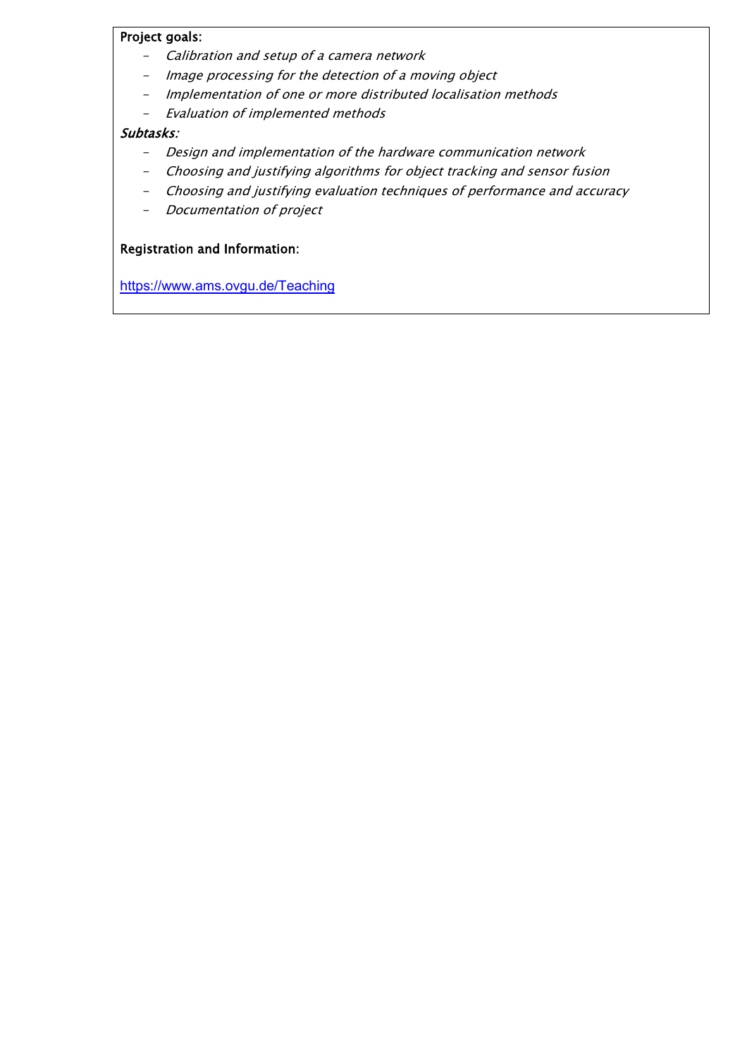**Project goals:**

- *Calibration and setup of a camera network*
- *Image processing for the detection of a moving object*
- *Implementation of one or more distributed localisation methods*
- *Evaluation of implemented methods*

***Subtasks:***

- *Design and implementation of the hardware communication network*
- *Choosing and justifying algorithms for object tracking and sensor fusion*
- *Choosing and justifying evaluation techniques of performance and accuracy*
- *Documentation of project*

**Registration and Information:**

https://www.ams.ovgu.de/Teaching